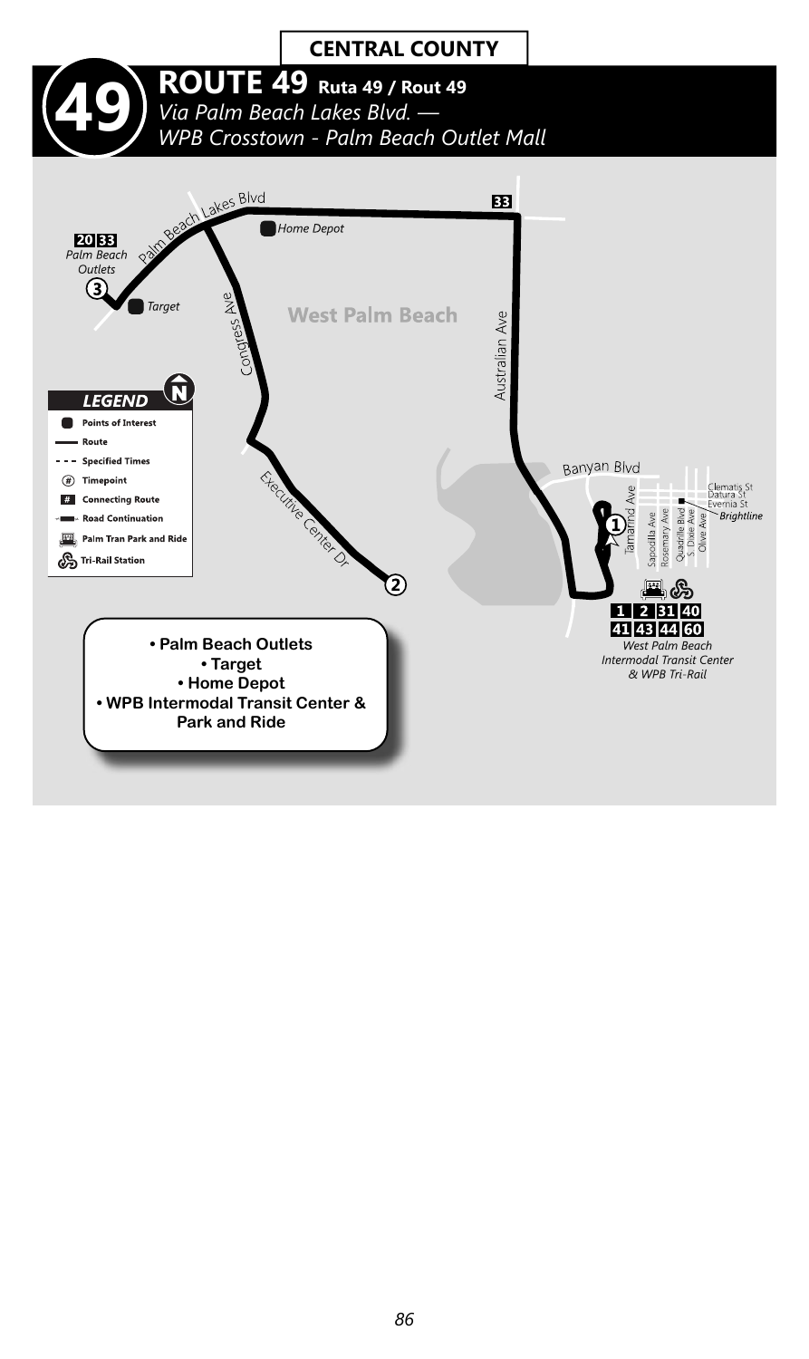CENTRAL COUNTY

# ROUTE 49 Ruta 49 / Rout 49

*Via Palm Beach Lakes Blvd. — WPB Crosstown - Palm Beach Outlet Mall*

Palm Beach Lakes Blvd

Home Depot

33

20 33

*Palm Beach Outlets*

3

Target

Congress Ave

West Palm Beach

Australian Ave

**LEGEND**

- Points of Interest
- Route
- Specified Times
- Timepoint
- Connecting Route
- Road Continuation
- Palm Tran Park and Ride
- Tri-Rail Station

Banyan Blvd

Executive Center Dr

Tamarind Ave

Sapodilla Ave

Rosemary Ave

Quadrille Blvd

S. Dixie Ave

Olive Ave

Clematis St

Datura St

Evernia St

*Brightline*

1

2

1 2 31 40

41 43 44 60

*West Palm Beach Intermodal Transit Center & WPB Tri-Rail*

**• Palm Beach Outlets**
**• Target**
**• Home Depot**
**• WPB Intermodal Transit Center & Park and Ride**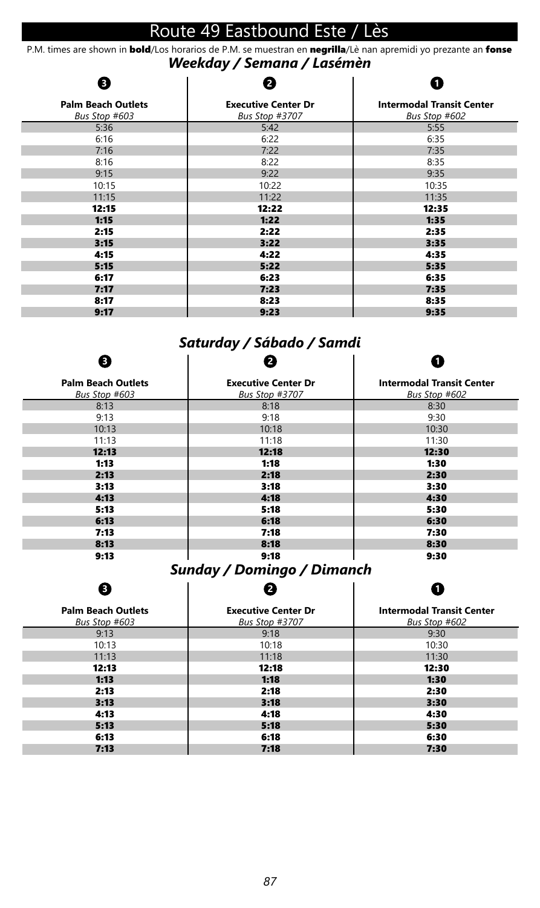# Route 49 Eastbound Este / Lès

P.M. times are shown in **bold**/Los horarios de P.M. se muestran en **negrilla**/Lè nan apremidi yo prezante an **fonse**

## *Weekday / Semana / Lasémèn*

| ❸ Palm Beach Outlets *Bus Stop #603* | ❷ Executive Center Dr *Bus Stop #3707* | ❶ Intermodal Transit Center *Bus Stop #602* |
|---|---|---|
| 5:36 | 5:42 | 5:55 |
| 6:16 | 6:22 | 6:35 |
| 7:16 | 7:22 | 7:35 |
| 8:16 | 8:22 | 8:35 |
| 9:15 | 9:22 | 9:35 |
| 10:15 | 10:22 | 10:35 |
| 11:15 | 11:22 | 11:35 |
| **12:15** | **12:22** | **12:35** |
| **1:15** | **1:22** | **1:35** |
| **2:15** | **2:22** | **2:35** |
| **3:15** | **3:22** | **3:35** |
| **4:15** | **4:22** | **4:35** |
| **5:15** | **5:22** | **5:35** |
| **6:17** | **6:23** | **6:35** |
| **7:17** | **7:23** | **7:35** |
| **8:17** | **8:23** | **8:35** |
| **9:17** | **9:23** | **9:35** |

## *Saturday / Sábado / Samdi*

| ❸ Palm Beach Outlets *Bus Stop #603* | ❷ Executive Center Dr *Bus Stop #3707* | ❶ Intermodal Transit Center *Bus Stop #602* |
|---|---|---|
| 8:13 | 8:18 | 8:30 |
| 9:13 | 9:18 | 9:30 |
| 10:13 | 10:18 | 10:30 |
| 11:13 | 11:18 | 11:30 |
| **12:13** | **12:18** | **12:30** |
| **1:13** | **1:18** | **1:30** |
| **2:13** | **2:18** | **2:30** |
| **3:13** | **3:18** | **3:30** |
| **4:13** | **4:18** | **4:30** |
| **5:13** | **5:18** | **5:30** |
| **6:13** | **6:18** | **6:30** |
| **7:13** | **7:18** | **7:30** |
| **8:13** | **8:18** | **8:30** |
| **9:13** | **9:18** | **9:30** |

## *Sunday / Domingo / Dimanch*

| ❸ Palm Beach Outlets *Bus Stop #603* | ❷ Executive Center Dr *Bus Stop #3707* | ❶ Intermodal Transit Center *Bus Stop #602* |
|---|---|---|
| 9:13 | 9:18 | 9:30 |
| 10:13 | 10:18 | 10:30 |
| 11:13 | 11:18 | 11:30 |
| **12:13** | **12:18** | **12:30** |
| **1:13** | **1:18** | **1:30** |
| **2:13** | **2:18** | **2:30** |
| **3:13** | **3:18** | **3:30** |
| **4:13** | **4:18** | **4:30** |
| **5:13** | **5:18** | **5:30** |
| **6:13** | **6:18** | **6:30** |
| **7:13** | **7:18** | **7:30** |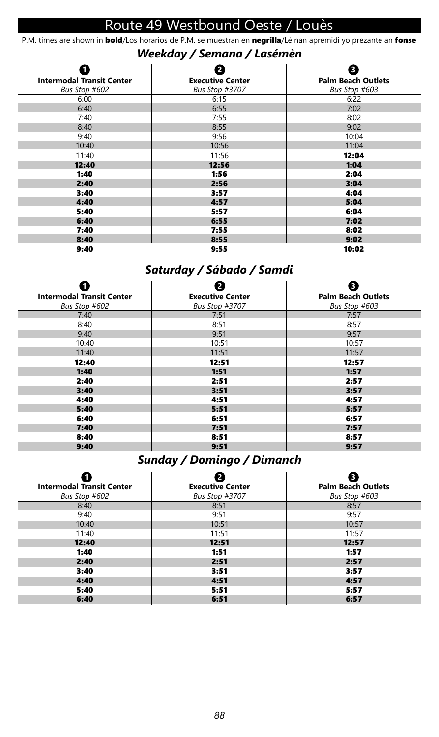# Route 49 Westbound Oeste / Louès

P.M. times are shown in **bold**/Los horarios de P.M. se muestran en **negrilla**/Lè nan apremidi yo prezante an **fonse**

## *Weekday / Semana / Lasémèn*

| ❶ Intermodal Transit Center *Bus Stop #602* | ❷ Executive Center *Bus Stop #3707* | ❸ Palm Beach Outlets *Bus Stop #603* |
|---|---|---|
| 6:00 | 6:15 | 6:22 |
| 6:40 | 6:55 | 7:02 |
| 7:40 | 7:55 | 8:02 |
| 8:40 | 8:55 | 9:02 |
| 9:40 | 9:56 | 10:04 |
| 10:40 | 10:56 | 11:04 |
| 11:40 | 11:56 | **12:04** |
| **12:40** | **12:56** | **1:04** |
| **1:40** | **1:56** | **2:04** |
| **2:40** | **2:56** | **3:04** |
| **3:40** | **3:57** | **4:04** |
| **4:40** | **4:57** | **5:04** |
| **5:40** | **5:57** | **6:04** |
| **6:40** | **6:55** | **7:02** |
| **7:40** | **7:55** | **8:02** |
| **8:40** | **8:55** | **9:02** |
| **9:40** | **9:55** | **10:02** |

## *Saturday / Sábado / Samdi*

| ❶ Intermodal Transit Center *Bus Stop #602* | ❷ Executive Center *Bus Stop #3707* | ❸ Palm Beach Outlets *Bus Stop #603* |
|---|---|---|
| 7:40 | 7:51 | 7:57 |
| 8:40 | 8:51 | 8:57 |
| 9:40 | 9:51 | 9:57 |
| 10:40 | 10:51 | 10:57 |
| 11:40 | 11:51 | 11:57 |
| **12:40** | **12:51** | **12:57** |
| **1:40** | **1:51** | **1:57** |
| **2:40** | **2:51** | **2:57** |
| **3:40** | **3:51** | **3:57** |
| **4:40** | **4:51** | **4:57** |
| **5:40** | **5:51** | **5:57** |
| **6:40** | **6:51** | **6:57** |
| **7:40** | **7:51** | **7:57** |
| **8:40** | **8:51** | **8:57** |
| **9:40** | **9:51** | **9:57** |

## *Sunday / Domingo / Dimanch*

| ❶ Intermodal Transit Center *Bus Stop #602* | ❷ Executive Center *Bus Stop #3707* | ❸ Palm Beach Outlets *Bus Stop #603* |
|---|---|---|
| 8:40 | 8:51 | 8:57 |
| 9:40 | 9:51 | 9:57 |
| 10:40 | 10:51 | 10:57 |
| 11:40 | 11:51 | 11:57 |
| **12:40** | **12:51** | **12:57** |
| **1:40** | **1:51** | **1:57** |
| **2:40** | **2:51** | **2:57** |
| **3:40** | **3:51** | **3:57** |
| **4:40** | **4:51** | **4:57** |
| **5:40** | **5:51** | **5:57** |
| **6:40** | **6:51** | **6:57** |